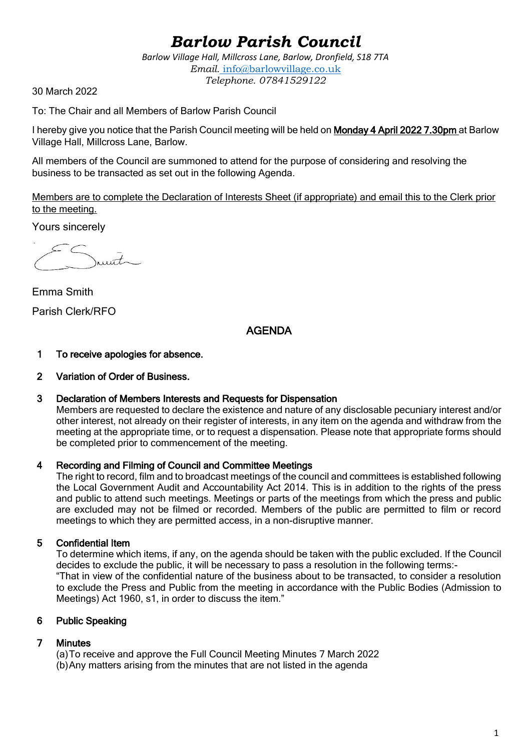# *Barlow Parish Council*

*Barlow Village Hall, Millcross Lane, Barlow, Dronfield, S18 7TA*
*Email.* info@barlowvillage.co.uk
*Telephone. 07841529122*

30 March 2022

To: The Chair and all Members of Barlow Parish Council

I hereby give you notice that the Parish Council meeting will be held on **Monday 4 April 2022 7.30pm** at Barlow Village Hall, Millcross Lane, Barlow.

All members of the Council are summoned to attend for the purpose of considering and resolving the business to be transacted as set out in the following Agenda.

Members are to complete the Declaration of Interests Sheet (if appropriate) and email this to the Clerk prior to the meeting.

Yours sincerely

Emma Smith

Parish Clerk/RFO

## AGENDA

**1 To receive apologies for absence.**

**2 Variation of Order of Business.**

**3 Declaration of Members Interests and Requests for Dispensation**
Members are requested to declare the existence and nature of any disclosable pecuniary interest and/or other interest, not already on their register of interests, in any item on the agenda and withdraw from the meeting at the appropriate time, or to request a dispensation. Please note that appropriate forms should be completed prior to commencement of the meeting.

**4 Recording and Filming of Council and Committee Meetings**
The right to record, film and to broadcast meetings of the council and committees is established following the Local Government Audit and Accountability Act 2014. This is in addition to the rights of the press and public to attend such meetings. Meetings or parts of the meetings from which the press and public are excluded may not be filmed or recorded. Members of the public are permitted to film or record meetings to which they are permitted access, in a non-disruptive manner.

**5 Confidential Item**
To determine which items, if any, on the agenda should be taken with the public excluded. If the Council decides to exclude the public, it will be necessary to pass a resolution in the following terms:-
"That in view of the confidential nature of the business about to be transacted, to consider a resolution to exclude the Press and Public from the meeting in accordance with the Public Bodies (Admission to Meetings) Act 1960, s1, in order to discuss the item."

**6 Public Speaking**

**7 Minutes**
(a) To receive and approve the Full Council Meeting Minutes 7 March 2022
(b) Any matters arising from the minutes that are not listed in the agenda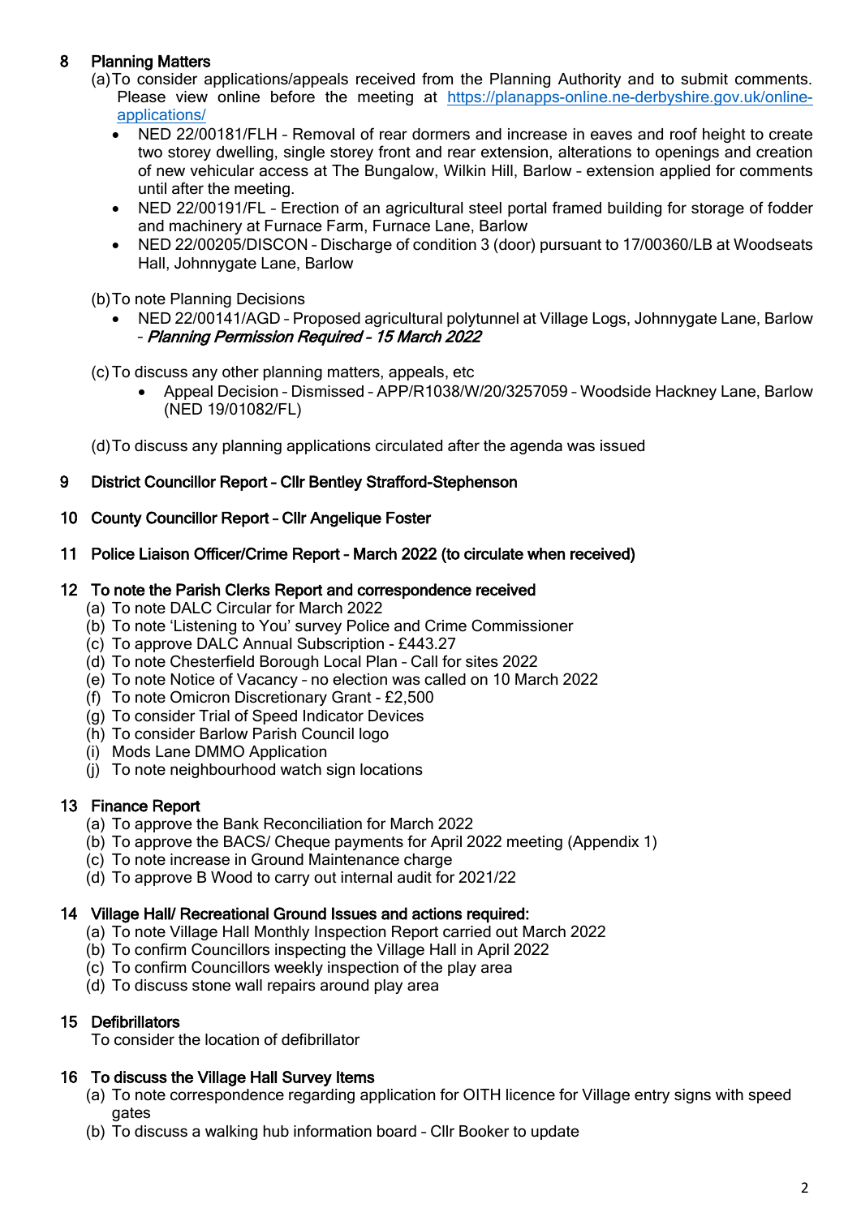## 8 Planning Matters

(a) To consider applications/appeals received from the Planning Authority and to submit comments. Please view online before the meeting at [https://planapps-online.ne-derbyshire.gov.uk/online-applications/](https://planapps-online.ne-derbyshire.gov.uk/online-applications/)

- NED 22/00181/FLH – Removal of rear dormers and increase in eaves and roof height to create two storey dwelling, single storey front and rear extension, alterations to openings and creation of new vehicular access at The Bungalow, Wilkin Hill, Barlow – extension applied for comments until after the meeting.
- NED 22/00191/FL – Erection of an agricultural steel portal framed building for storage of fodder and machinery at Furnace Farm, Furnace Lane, Barlow
- NED 22/00205/DISCON – Discharge of condition 3 (door) pursuant to 17/00360/LB at Woodseats Hall, Johnnygate Lane, Barlow

(b) To note Planning Decisions

- NED 22/00141/AGD – Proposed agricultural polytunnel at Village Logs, Johnnygate Lane, Barlow – ***Planning Permission Required – 15 March 2022***

(c) To discuss any other planning matters, appeals, etc

- Appeal Decision – Dismissed – APP/R1038/W/20/3257059 – Woodside Hackney Lane, Barlow (NED 19/01082/FL)

(d) To discuss any planning applications circulated after the agenda was issued

## 9 District Councillor Report – Cllr Bentley Strafford-Stephenson

## 10 County Councillor Report – Cllr Angelique Foster

## 11 Police Liaison Officer/Crime Report – March 2022 (to circulate when received)

## 12 To note the Parish Clerks Report and correspondence received

(a) To note DALC Circular for March 2022
(b) To note 'Listening to You' survey Police and Crime Commissioner
(c) To approve DALC Annual Subscription - £443.27
(d) To note Chesterfield Borough Local Plan – Call for sites 2022
(e) To note Notice of Vacancy – no election was called on 10 March 2022
(f) To note Omicron Discretionary Grant - £2,500
(g) To consider Trial of Speed Indicator Devices
(h) To consider Barlow Parish Council logo
(i) Mods Lane DMMO Application
(j) To note neighbourhood watch sign locations

## 13 Finance Report

(a) To approve the Bank Reconciliation for March 2022
(b) To approve the BACS/ Cheque payments for April 2022 meeting (Appendix 1)
(c) To note increase in Ground Maintenance charge
(d) To approve B Wood to carry out internal audit for 2021/22

## 14 Village Hall/ Recreational Ground Issues and actions required:

(a) To note Village Hall Monthly Inspection Report carried out March 2022
(b) To confirm Councillors inspecting the Village Hall in April 2022
(c) To confirm Councillors weekly inspection of the play area
(d) To discuss stone wall repairs around play area

## 15 Defibrillators

To consider the location of defibrillator

## 16 To discuss the Village Hall Survey Items

(a) To note correspondence regarding application for OITH licence for Village entry signs with speed gates
(b) To discuss a walking hub information board – Cllr Booker to update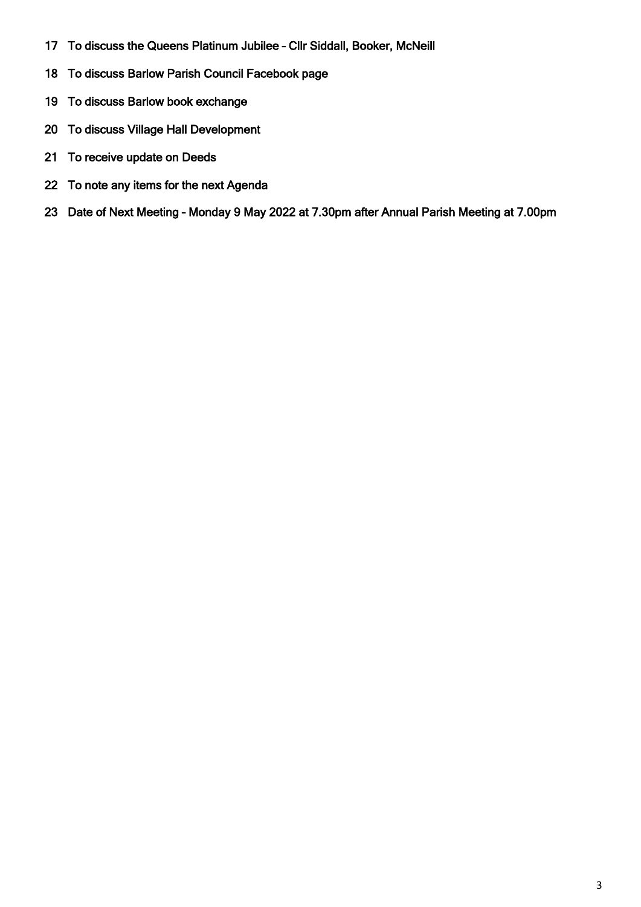17. To discuss the Queens Platinum Jubilee – Cllr Siddall, Booker, McNeill
18. To discuss Barlow Parish Council Facebook page
19. To discuss Barlow book exchange
20. To discuss Village Hall Development
21. To receive update on Deeds
22. To note any items for the next Agenda
23. Date of Next Meeting – Monday 9 May 2022 at 7.30pm after Annual Parish Meeting at 7.00pm